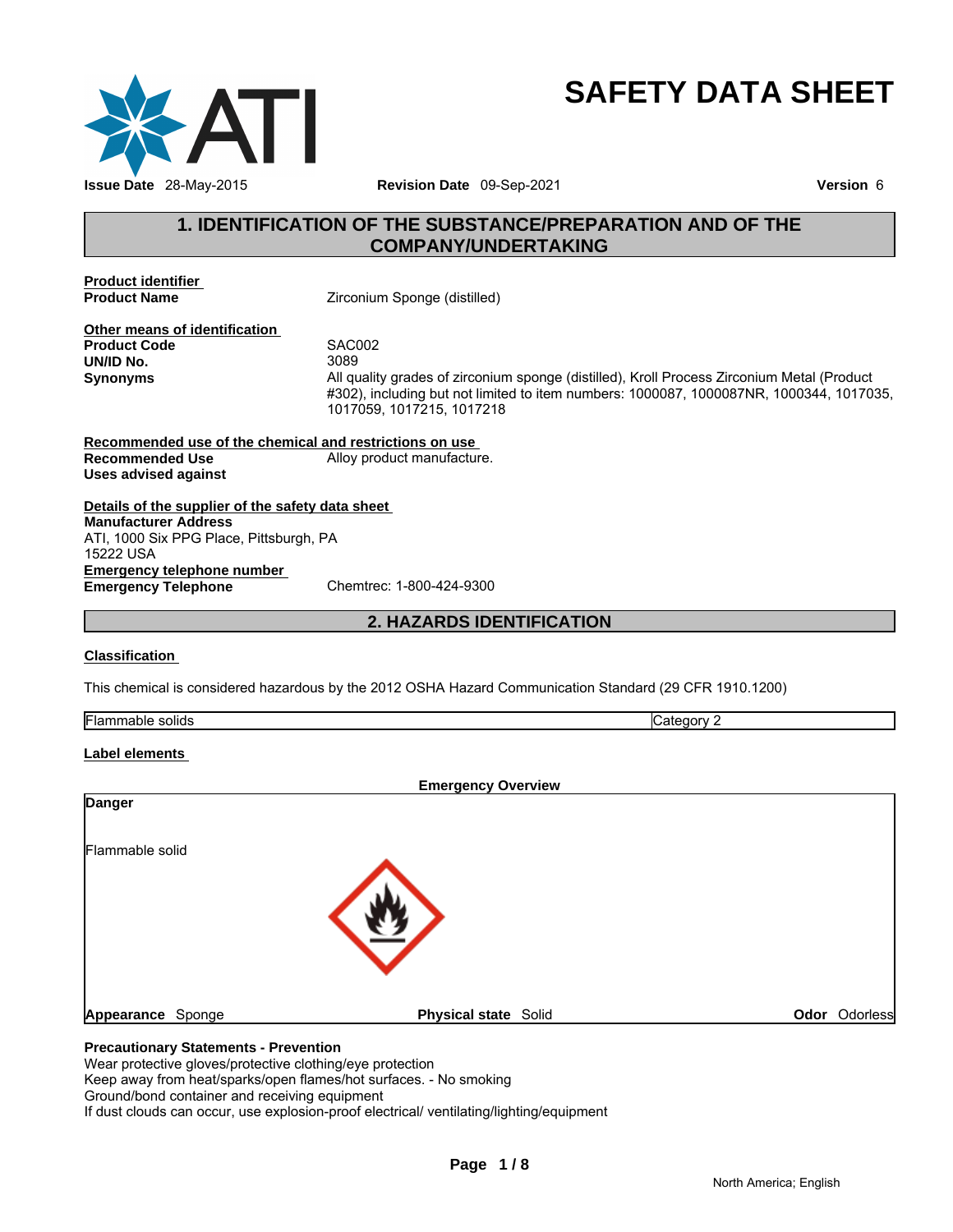# SAFETY DATA SHEET

**Issue Date** 28-May-2015 **Revision Date** 09-Sep-2021 **Version** 6

## 1. IDENTIFICATION OF THE SUBSTANCE/PREPARATION AND OF THE COMPANY/UNDERTAKING

**Product identifier**

**Product Name** Zirconium Sponge (distilled)

**Other means of identification**

**Product Code** SAC002

**UN/ID No.** 3089

**Synonyms** All quality grades of zirconium sponge (distilled), Kroll Process Zirconium Metal (Product #302), including but not limited to item numbers: 1000087, 1000087NR, 1000344, 1017035, 1017059, 1017215, 1017218

**Recommended use of the chemical and restrictions on use**

**Recommended Use** Alloy product manufacture.

**Uses advised against**

**Details of the supplier of the safety data sheet**

**Manufacturer Address**
ATI, 1000 Six PPG Place, Pittsburgh, PA
15222 USA

**Emergency telephone number**

**Emergency Telephone** Chemtrec: 1-800-424-9300

## 2. HAZARDS IDENTIFICATION

**Classification**

This chemical is considered hazardous by the 2012 OSHA Hazard Communication Standard (29 CFR 1910.1200)

| Flammable solids | Category 2 |
|---|---|

**Label elements**

**Emergency Overview**

**Danger**

Flammable solid

**Appearance** Sponge **Physical state** Solid **Odor** Odorless

**Precautionary Statements - Prevention**

Wear protective gloves/protective clothing/eye protection
Keep away from heat/sparks/open flames/hot surfaces. - No smoking
Ground/bond container and receiving equipment
If dust clouds can occur, use explosion-proof electrical/ ventilating/lighting/equipment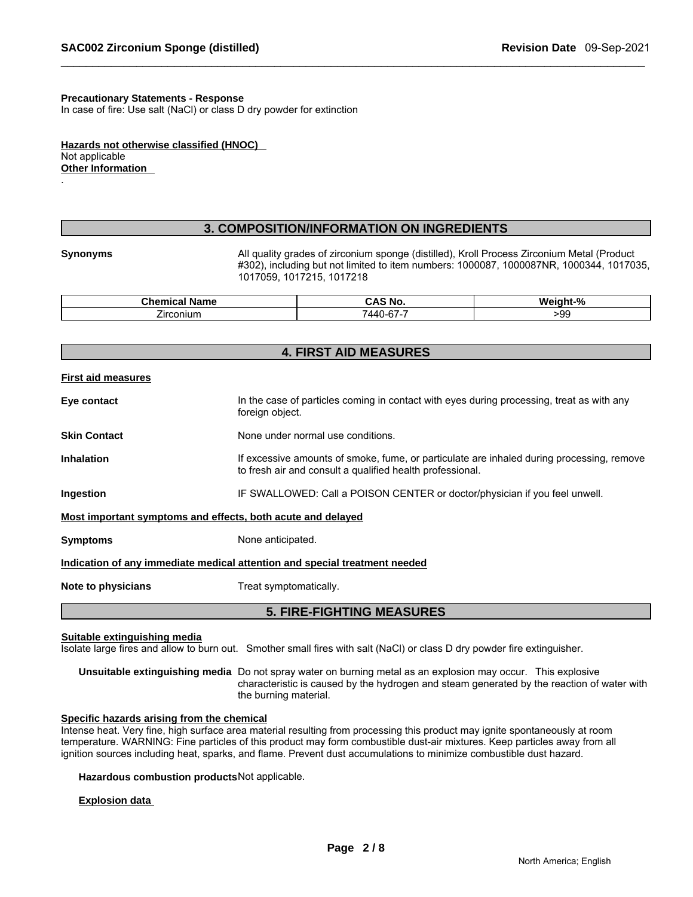**Precautionary Statements - Response**
In case of fire: Use salt (NaCl) or class D dry powder for extinction

**Hazards not otherwise classified (HNOC)**
Not applicable
**Other Information**
.

## 3. COMPOSITION/INFORMATION ON INGREDIENTS

**Synonyms** All quality grades of zirconium sponge (distilled), Kroll Process Zirconium Metal (Product #302), including but not limited to item numbers: 1000087, 1000087NR, 1000344, 1017035, 1017059, 1017215, 1017218

| Chemical Name | CAS No. | Weight-% |
|---|---|---|
| Zirconium | 7440-67-7 | >99 |

## 4. FIRST AID MEASURES

**First aid measures**

**Eye contact** In the case of particles coming in contact with eyes during processing, treat as with any foreign object.

**Skin Contact** None under normal use conditions.

**Inhalation** If excessive amounts of smoke, fume, or particulate are inhaled during processing, remove to fresh air and consult a qualified health professional.

**Ingestion** IF SWALLOWED: Call a POISON CENTER or doctor/physician if you feel unwell.

**Most important symptoms and effects, both acute and delayed**

**Symptoms** None anticipated.

**Indication of any immediate medical attention and special treatment needed**

**Note to physicians** Treat symptomatically.

## 5. FIRE-FIGHTING MEASURES

**Suitable extinguishing media**
Isolate large fires and allow to burn out. Smother small fires with salt (NaCl) or class D dry powder fire extinguisher.

**Unsuitable extinguishing media** Do not spray water on burning metal as an explosion may occur. This explosive characteristic is caused by the hydrogen and steam generated by the reaction of water with the burning material.

**Specific hazards arising from the chemical**
Intense heat. Very fine, high surface area material resulting from processing this product may ignite spontaneously at room temperature. WARNING: Fine particles of this product may form combustible dust-air mixtures. Keep particles away from all ignition sources including heat, sparks, and flame. Prevent dust accumulations to minimize combustible dust hazard.

**Hazardous combustion products** Not applicable.

**Explosion data**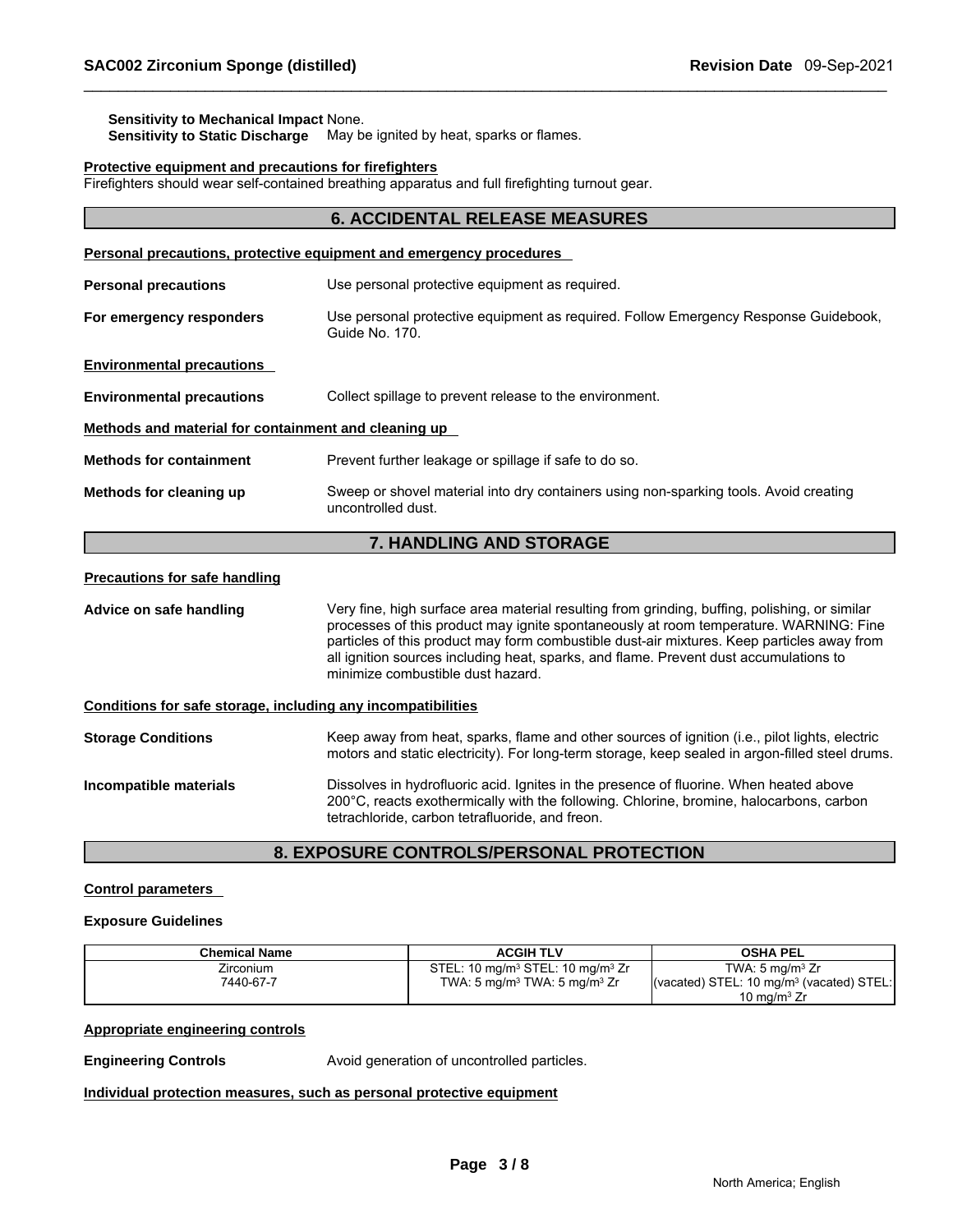**Sensitivity to Mechanical Impact** None.
**Sensitivity to Static Discharge** May be ignited by heat, sparks or flames.

**Protective equipment and precautions for firefighters**
Firefighters should wear self-contained breathing apparatus and full firefighting turnout gear.

## 6. ACCIDENTAL RELEASE MEASURES

**Personal precautions, protective equipment and emergency procedures**

**Personal precautions** Use personal protective equipment as required.

**For emergency responders** Use personal protective equipment as required. Follow Emergency Response Guidebook, Guide No. 170.

**Environmental precautions**

**Environmental precautions** Collect spillage to prevent release to the environment.

**Methods and material for containment and cleaning up**

**Methods for containment** Prevent further leakage or spillage if safe to do so.

**Methods for cleaning up** Sweep or shovel material into dry containers using non-sparking tools. Avoid creating uncontrolled dust.

## 7. HANDLING AND STORAGE

**Precautions for safe handling**

**Advice on safe handling** Very fine, high surface area material resulting from grinding, buffing, polishing, or similar processes of this product may ignite spontaneously at room temperature. WARNING: Fine particles of this product may form combustible dust-air mixtures. Keep particles away from all ignition sources including heat, sparks, and flame. Prevent dust accumulations to minimize combustible dust hazard.

**Conditions for safe storage, including any incompatibilities**

**Storage Conditions** Keep away from heat, sparks, flame and other sources of ignition (i.e., pilot lights, electric motors and static electricity). For long-term storage, keep sealed in argon-filled steel drums.

**Incompatible materials** Dissolves in hydrofluoric acid. Ignites in the presence of fluorine. When heated above 200°C, reacts exothermically with the following. Chlorine, bromine, halocarbons, carbon tetrachloride, carbon tetrafluoride, and freon.

## 8. EXPOSURE CONTROLS/PERSONAL PROTECTION

**Control parameters**

**Exposure Guidelines**

| Chemical Name | ACGIH TLV | OSHA PEL |
|---|---|---|
| Zirconium 7440-67-7 | STEL: 10 mg/m³ STEL: 10 mg/m³ Zr TWA: 5 mg/m³ TWA: 5 mg/m³ Zr | TWA: 5 mg/m³ Zr (vacated) STEL: 10 mg/m³ (vacated) STEL: 10 mg/m³ Zr |

**Appropriate engineering controls**

**Engineering Controls** Avoid generation of uncontrolled particles.

**Individual protection measures, such as personal protective equipment**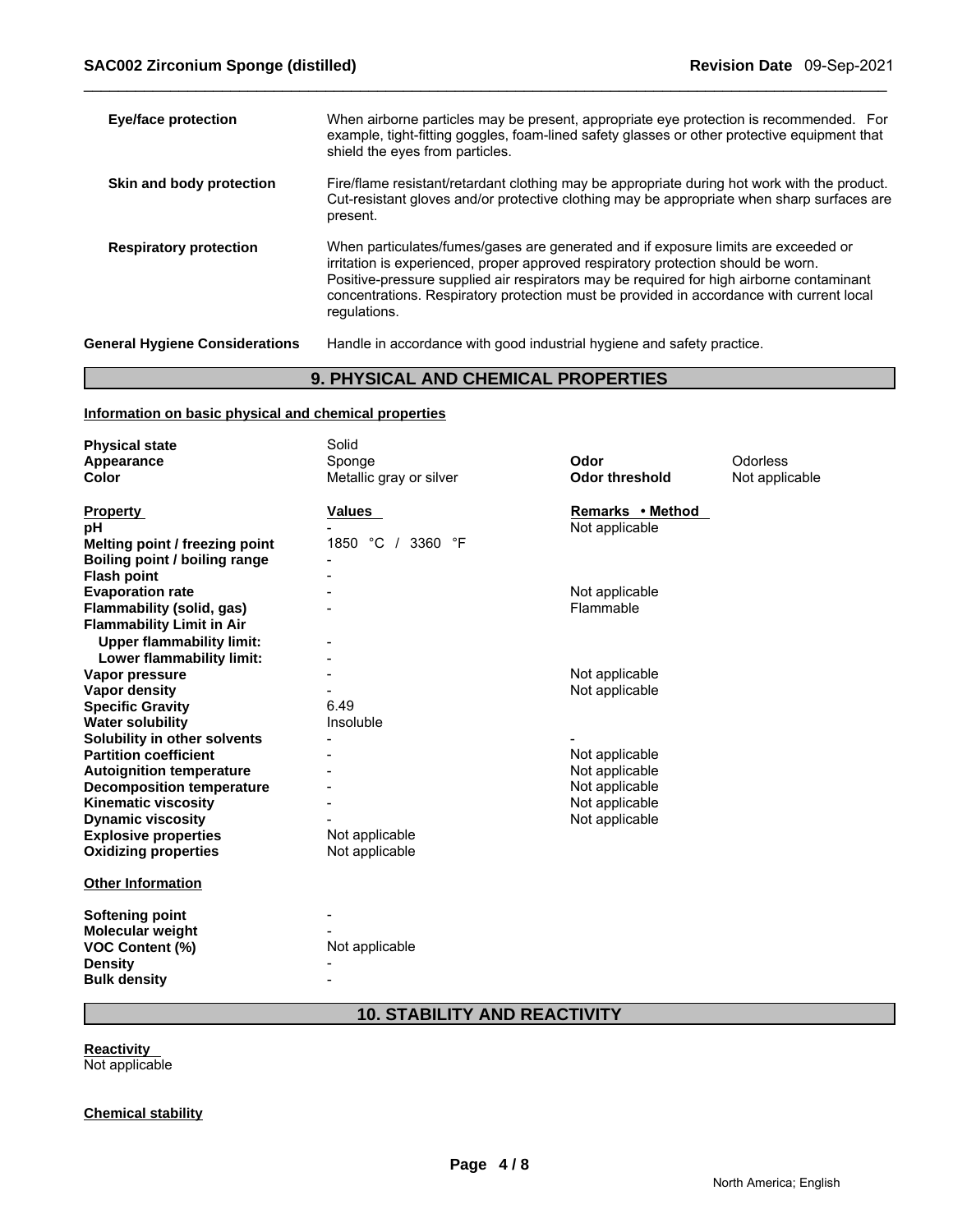| | |
|---|---|
| **Eye/face protection** | When airborne particles may be present, appropriate eye protection is recommended. For example, tight-fitting goggles, foam-lined safety glasses or other protective equipment that shield the eyes from particles. |
| **Skin and body protection** | Fire/flame resistant/retardant clothing may be appropriate during hot work with the product. Cut-resistant gloves and/or protective clothing may be appropriate when sharp surfaces are present. |
| **Respiratory protection** | When particulates/fumes/gases are generated and if exposure limits are exceeded or irritation is experienced, proper approved respiratory protection should be worn. Positive-pressure supplied air respirators may be required for high airborne contaminant concentrations. Respiratory protection must be provided in accordance with current local regulations. |

**General Hygiene Considerations** Handle in accordance with good industrial hygiene and safety practice.

## 9. PHYSICAL AND CHEMICAL PROPERTIES

**Information on basic physical and chemical properties**

| | | | |
|---|---|---|---|
| **Physical state** | Solid | | |
| **Appearance** | Sponge | **Odor** | Odorless |
| **Color** | Metallic gray or silver | **Odor threshold** | Not applicable |

| **Property** | **Values** | **Remarks • Method** |
|---|---|---|
| **pH** | - | Not applicable |
| **Melting point / freezing point** | 1850 °C / 3360 °F | |
| **Boiling point / boiling range** | - | |
| **Flash point** | - | |
| **Evaporation rate** | - | Not applicable |
| **Flammability (solid, gas)** | - | Flammable |
| **Flammability Limit in Air** | | |
| **Upper flammability limit:** | - | |
| **Lower flammability limit:** | - | |
| **Vapor pressure** | - | Not applicable |
| **Vapor density** | - | Not applicable |
| **Specific Gravity** | 6.49 | |
| **Water solubility** | Insoluble | |
| **Solubility in other solvents** | - | - |
| **Partition coefficient** | - | Not applicable |
| **Autoignition temperature** | - | Not applicable |
| **Decomposition temperature** | - | Not applicable |
| **Kinematic viscosity** | - | Not applicable |
| **Dynamic viscosity** | - | Not applicable |
| **Explosive properties** | Not applicable | |
| **Oxidizing properties** | Not applicable | |

**Other Information**

| | |
|---|---|
| **Softening point** | - |
| **Molecular weight** | - |
| **VOC Content (%)** | Not applicable |
| **Density** | - |
| **Bulk density** | - |

## 10. STABILITY AND REACTIVITY

**Reactivity**
Not applicable

**Chemical stability**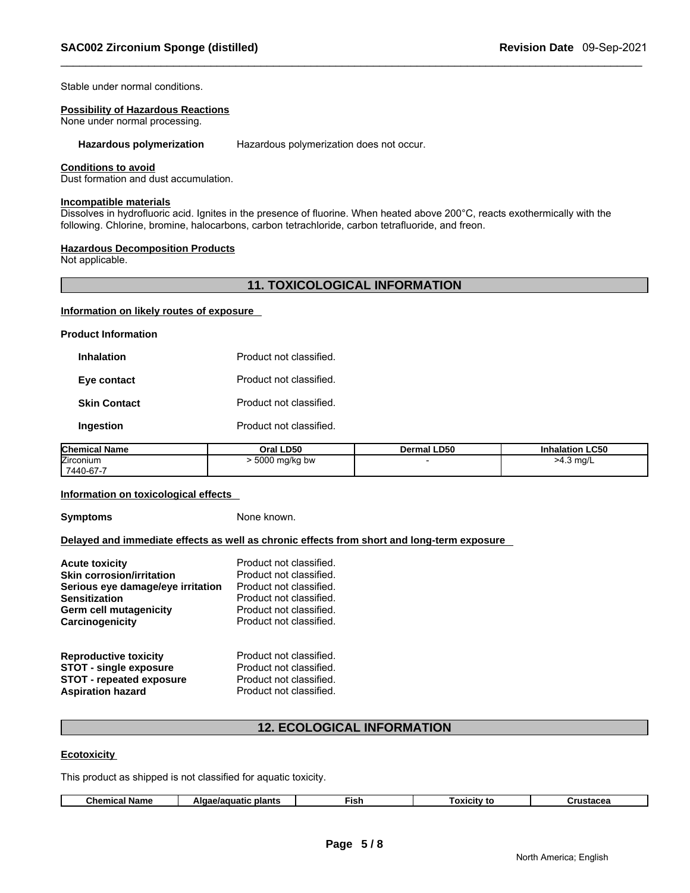Stable under normal conditions.

**Possibility of Hazardous Reactions**
None under normal processing.

**Hazardous polymerization** Hazardous polymerization does not occur.

**Conditions to avoid**
Dust formation and dust accumulation.

**Incompatible materials**
Dissolves in hydrofluoric acid. Ignites in the presence of fluorine. When heated above 200°C, reacts exothermically with the following. Chlorine, bromine, halocarbons, carbon tetrachloride, carbon tetrafluoride, and freon.

**Hazardous Decomposition Products**
Not applicable.

## 11. TOXICOLOGICAL INFORMATION

**Information on likely routes of exposure**

**Product Information**

**Inhalation** Product not classified.

**Eye contact** Product not classified.

**Skin Contact** Product not classified.

**Ingestion** Product not classified.

| Chemical Name | Oral LD50 | Dermal LD50 | Inhalation LC50 |
|---|---|---|---|
| Zirconium<br>7440-67-7 | > 5000 mg/kg bw | - | >4.3 mg/L |

**Information on toxicological effects**

**Symptoms** None known.

**Delayed and immediate effects as well as chronic effects from short and long-term exposure**

**Acute toxicity** Product not classified.
**Skin corrosion/irritation** Product not classified.
**Serious eye damage/eye irritation** Product not classified.
**Sensitization** Product not classified.
**Germ cell mutagenicity** Product not classified.
**Carcinogenicity** Product not classified.

**Reproductive toxicity** Product not classified.
**STOT - single exposure** Product not classified.
**STOT - repeated exposure** Product not classified.
**Aspiration hazard** Product not classified.

## 12. ECOLOGICAL INFORMATION

**Ecotoxicity**

This product as shipped is not classified for aquatic toxicity.

| Chemical Name | Algae/aquatic plants | Fish | Toxicity to | Crustacea |
|---|---|---|---|---|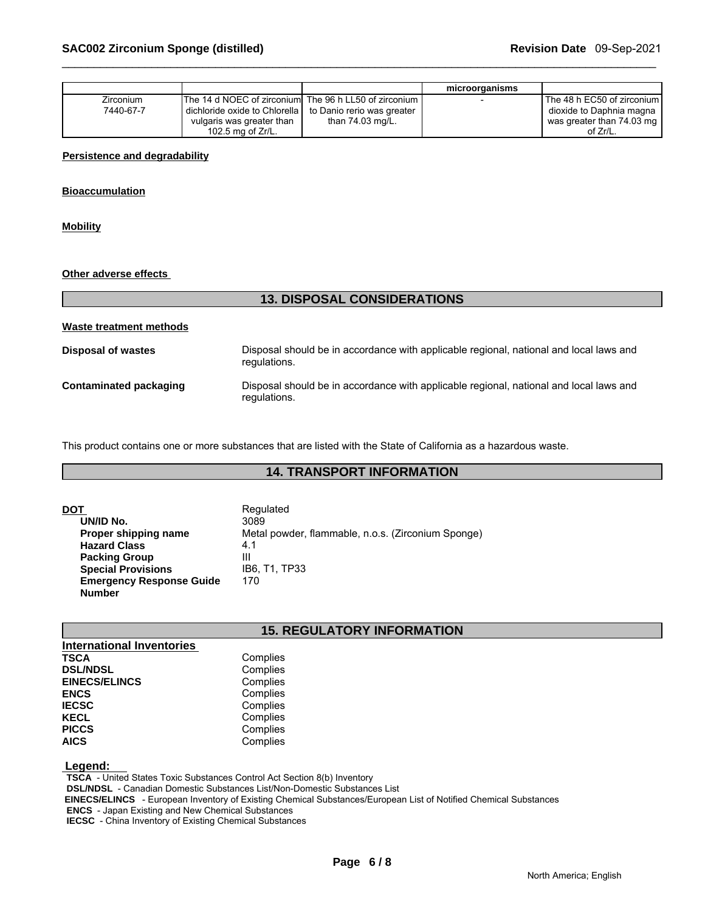| | | | microorganisms | |
|---|---|---|---|---|
| Zirconium<br>7440-67-7 | The 14 d NOEC of zirconium dichloride oxide to Chlorella vulgaris was greater than 102.5 mg of Zr/L. | The 96 h LL50 of zirconium to Danio rerio was greater than 74.03 mg/L. | - | The 48 h EC50 of zirconium dioxide to Daphnia magna was greater than 74.03 mg of Zr/L. |

**Persistence and degradability**

**Bioaccumulation**

**Mobility**

**Other adverse effects**

## 13. DISPOSAL CONSIDERATIONS

**Waste treatment methods**

**Disposal of wastes** Disposal should be in accordance with applicable regional, national and local laws and regulations.

**Contaminated packaging** Disposal should be in accordance with applicable regional, national and local laws and regulations.

This product contains one or more substances that are listed with the State of California as a hazardous waste.

## 14. TRANSPORT INFORMATION

**DOT** Regulated
- **UN/ID No.** 3089
- **Proper shipping name** Metal powder, flammable, n.o.s. (Zirconium Sponge)
- **Hazard Class** 4.1
- **Packing Group** III
- **Special Provisions** IB6, T1, TP33
- **Emergency Response Guide Number** 170

## 15. REGULATORY INFORMATION

**International Inventories**

| | |
|---|---|
| **TSCA** | Complies |
| **DSL/NDSL** | Complies |
| **EINECS/ELINCS** | Complies |
| **ENCS** | Complies |
| **IECSC** | Complies |
| **KECL** | Complies |
| **PICCS** | Complies |
| **AICS** | Complies |

**Legend:**
- **TSCA** - United States Toxic Substances Control Act Section 8(b) Inventory
- **DSL/NDSL** - Canadian Domestic Substances List/Non-Domestic Substances List
- **EINECS/ELINCS** - European Inventory of Existing Chemical Substances/European List of Notified Chemical Substances
- **ENCS** - Japan Existing and New Chemical Substances
- **IECSC** - China Inventory of Existing Chemical Substances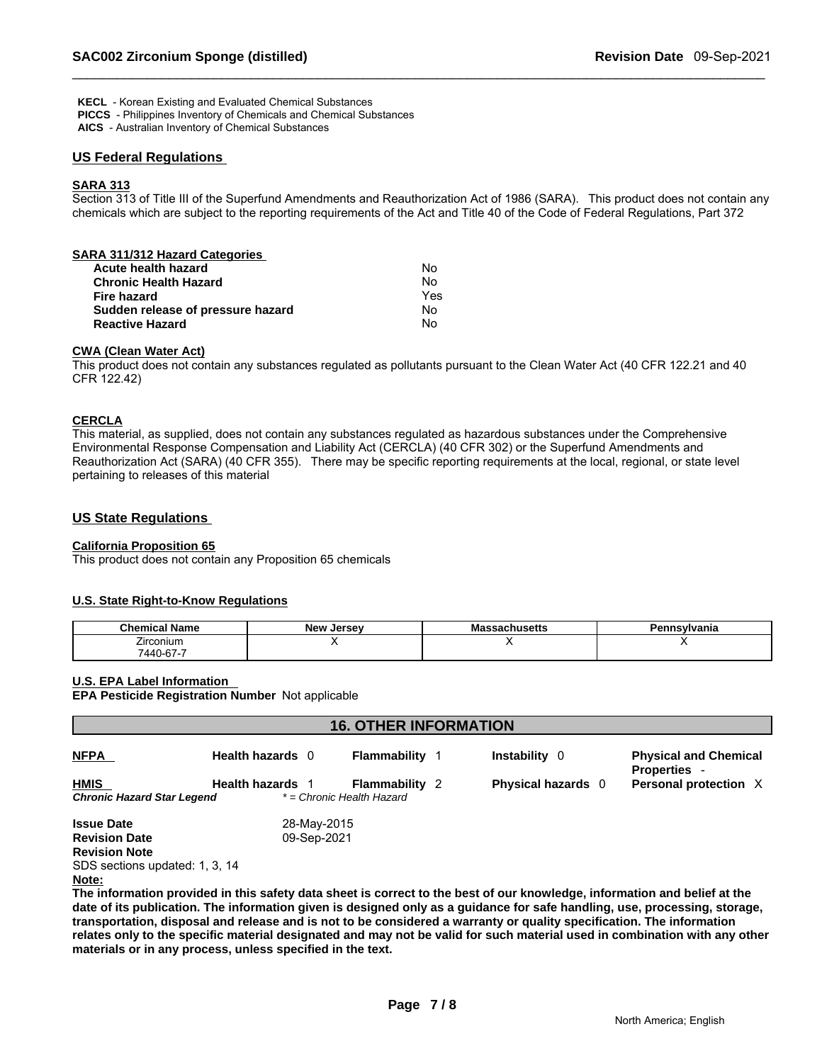**KECL** - Korean Existing and Evaluated Chemical Substances
**PICCS** - Philippines Inventory of Chemicals and Chemical Substances
**AICS** - Australian Inventory of Chemical Substances

## US Federal Regulations

### SARA 313

Section 313 of Title III of the Superfund Amendments and Reauthorization Act of 1986 (SARA). This product does not contain any chemicals which are subject to the reporting requirements of the Act and Title 40 of the Code of Federal Regulations, Part 372

### SARA 311/312 Hazard Categories

| | |
|---|---|
| **Acute health hazard** | No |
| **Chronic Health Hazard** | No |
| **Fire hazard** | Yes |
| **Sudden release of pressure hazard** | No |
| **Reactive Hazard** | No |

### CWA (Clean Water Act)

This product does not contain any substances regulated as pollutants pursuant to the Clean Water Act (40 CFR 122.21 and 40 CFR 122.42)

### CERCLA

This material, as supplied, does not contain any substances regulated as hazardous substances under the Comprehensive Environmental Response Compensation and Liability Act (CERCLA) (40 CFR 302) or the Superfund Amendments and Reauthorization Act (SARA) (40 CFR 355). There may be specific reporting requirements at the local, regional, or state level pertaining to releases of this material

## US State Regulations

### California Proposition 65

This product does not contain any Proposition 65 chemicals

### U.S. State Right-to-Know Regulations

| Chemical Name | New Jersey | Massachusetts | Pennsylvania |
|---|---|---|---|
| Zirconium 7440-67-7 | X | X | X |

### U.S. EPA Label Information

**EPA Pesticide Registration Number** Not applicable

## 16. OTHER INFORMATION

| | | | | |
|---|---|---|---|---|
| **NFPA** | **Health hazards** 0 | **Flammability** 1 | **Instability** 0 | **Physical and Chemical Properties** - |
| **HMIS** | **Health hazards** 1 | **Flammability** 2 | **Physical hazards** 0 | **Personal protection** X |

***Chronic Hazard Star Legend*** *\* = Chronic Health Hazard*

**Issue Date** 28-May-2015
**Revision Date** 09-Sep-2021
**Revision Note**
SDS sections updated: 1, 3, 14

**Note:**

**The information provided in this safety data sheet is correct to the best of our knowledge, information and belief at the date of its publication. The information given is designed only as a guidance for safe handling, use, processing, storage, transportation, disposal and release and is not to be considered a warranty or quality specification. The information relates only to the specific material designated and may not be valid for such material used in combination with any other materials or in any process, unless specified in the text.**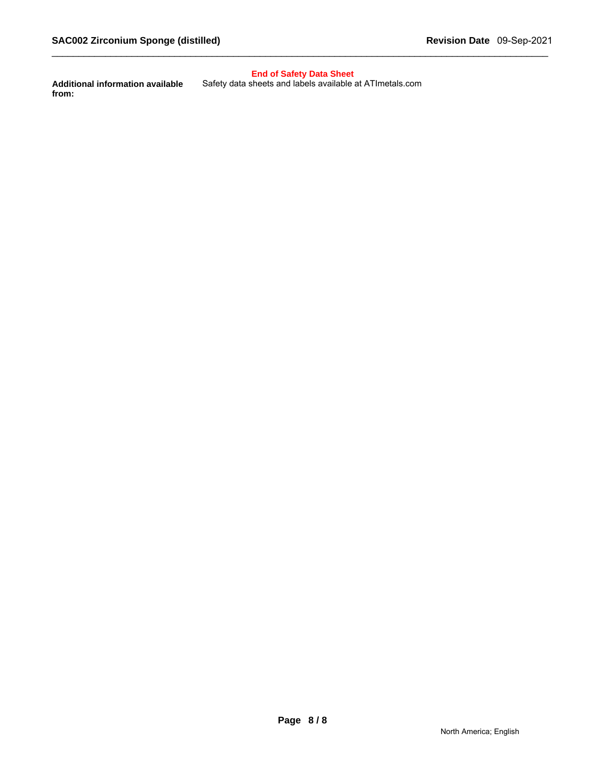**End of Safety Data Sheet**

**Additional information available from:** Safety data sheets and labels available at ATImetals.com